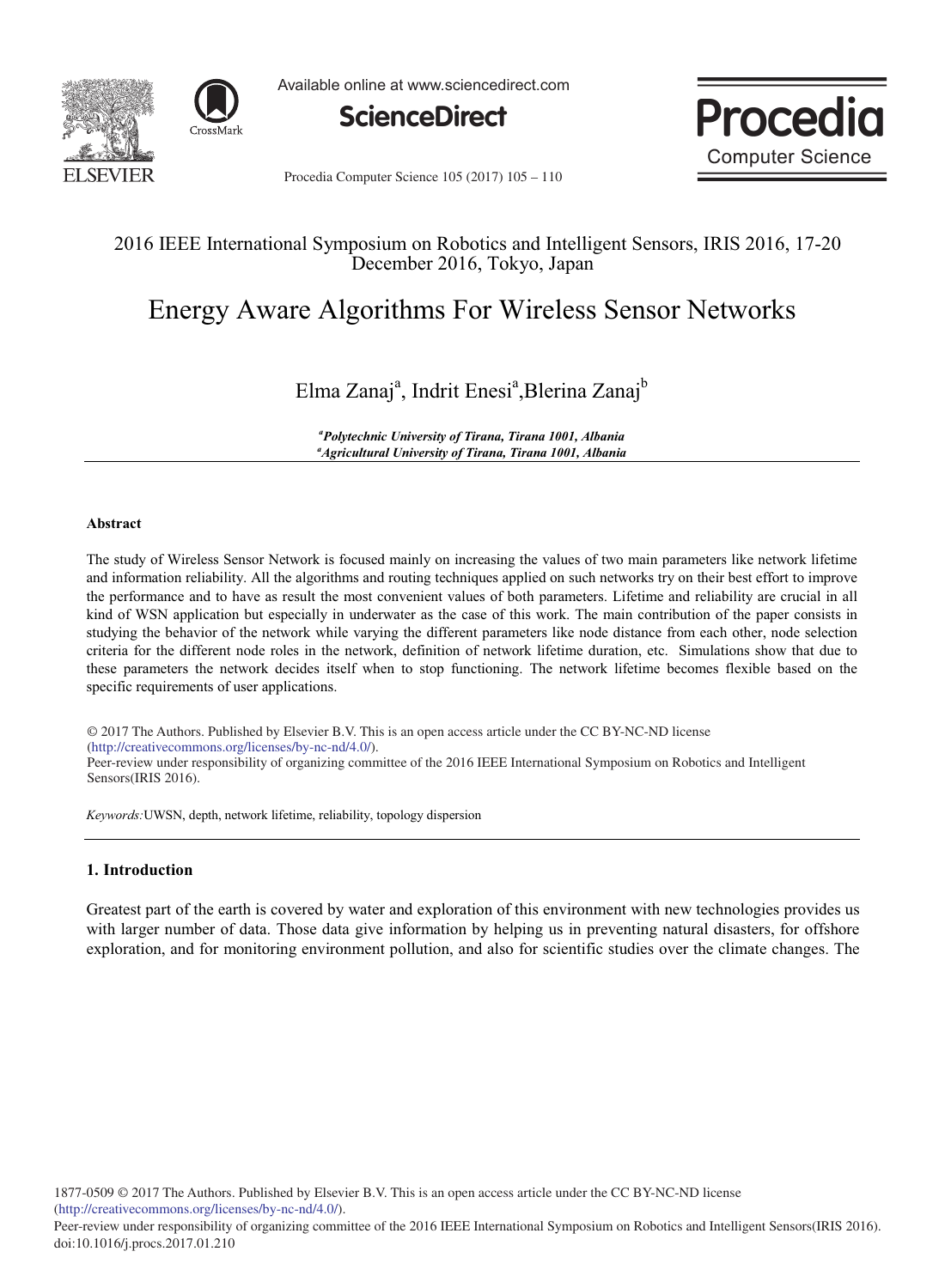2016 IEEE International Symposium on Robotics and Intelligent Sensors, IRIS 2016, 17-20 December 2016, Tokyo, Japan

# Energy Aware Algorithms For Wireless Sensor Networks

Elma Zanaj[a], Indrit Enesi[a], Blerina Zanaj[b]

*[a]Polytechnic University of Tirana, Tirana 1001, Albania*
*[a]Agricultural University of Tirana, Tirana 1001, Albania*

---

### Abstract

The study of Wireless Sensor Network is focused mainly on increasing the values of two main parameters like network lifetime and information reliability. All the algorithms and routing techniques applied on such networks try on their best effort to improve the performance and to have as result the most convenient values of both parameters. Lifetime and reliability are crucial in all kind of WSN application but especially in underwater as the case of this work. The main contribution of the paper consists in studying the behavior of the network while varying the different parameters like node distance from each other, node selection criteria for the different node roles in the network, definition of network lifetime duration, etc. Simulations show that due to these parameters the network decides itself when to stop functioning. The network lifetime becomes flexible based on the specific requirements of user applications.

© 2017 The Authors. Published by Elsevier B.V. This is an open access article under the CC BY-NC-ND license (http://creativecommons.org/licenses/by-nc-nd/4.0/).
Peer-review under responsibility of organizing committee of the 2016 IEEE International Symposium on Robotics and Intelligent Sensors(IRIS 2016).

*Keywords:* UWSN, depth, network lifetime, reliability, topology dispersion

---

## 1. Introduction

Greatest part of the earth is covered by water and exploration of this environment with new technologies provides us with larger number of data. Those data give information by helping us in preventing natural disasters, for offshore exploration, and for monitoring environment pollution, and also for scientific studies over the climate changes. The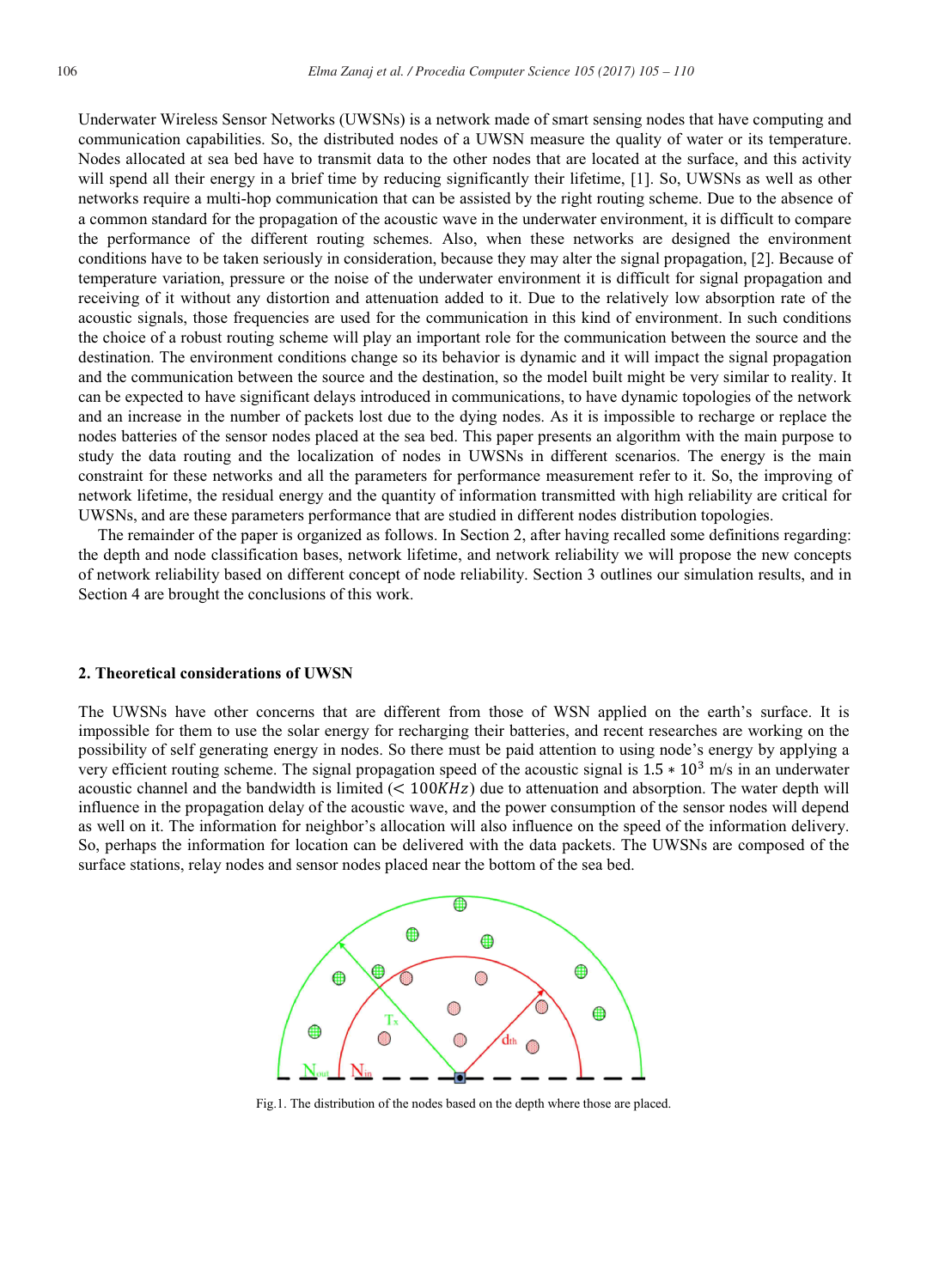Underwater Wireless Sensor Networks (UWSNs) is a network made of smart sensing nodes that have computing and communication capabilities. So, the distributed nodes of a UWSN measure the quality of water or its temperature. Nodes allocated at sea bed have to transmit data to the other nodes that are located at the surface, and this activity will spend all their energy in a brief time by reducing significantly their lifetime, [1]. So, UWSNs as well as other networks require a multi-hop communication that can be assisted by the right routing scheme. Due to the absence of a common standard for the propagation of the acoustic wave in the underwater environment, it is difficult to compare the performance of the different routing schemes. Also, when these networks are designed the environment conditions have to be taken seriously in consideration, because they may alter the signal propagation, [2]. Because of temperature variation, pressure or the noise of the underwater environment it is difficult for signal propagation and receiving of it without any distortion and attenuation added to it. Due to the relatively low absorption rate of the acoustic signals, those frequencies are used for the communication in this kind of environment. In such conditions the choice of a robust routing scheme will play an important role for the communication between the source and the destination. The environment conditions change so its behavior is dynamic and it will impact the signal propagation and the communication between the source and the destination, so the model built might be very similar to reality. It can be expected to have significant delays introduced in communications, to have dynamic topologies of the network and an increase in the number of packets lost due to the dying nodes. As it is impossible to recharge or replace the nodes batteries of the sensor nodes placed at the sea bed. This paper presents an algorithm with the main purpose to study the data routing and the localization of nodes in UWSNs in different scenarios. The energy is the main constraint for these networks and all the parameters for performance measurement refer to it. So, the improving of network lifetime, the residual energy and the quantity of information transmitted with high reliability are critical for UWSNs, and are these parameters performance that are studied in different nodes distribution topologies.

The remainder of the paper is organized as follows. In Section 2, after having recalled some definitions regarding: the depth and node classification bases, network lifetime, and network reliability we will propose the new concepts of network reliability based on different concept of node reliability. Section 3 outlines our simulation results, and in Section 4 are brought the conclusions of this work.

## 2. Theoretical considerations of UWSN

The UWSNs have other concerns that are different from those of WSN applied on the earth's surface. It is impossible for them to use the solar energy for recharging their batteries, and recent researches are working on the possibility of self generating energy in nodes. So there must be paid attention to using node's energy by applying a very efficient routing scheme. The signal propagation speed of the acoustic signal is $1.5 * 10^3$ m/s in an underwater acoustic channel and the bandwidth is limited ($< 100KHz$) due to attenuation and absorption. The water depth will influence in the propagation delay of the acoustic wave, and the power consumption of the sensor nodes will depend as well on it. The information for neighbor's allocation will also influence on the speed of the information delivery. So, perhaps the information for location can be delivered with the data packets. The UWSNs are composed of the surface stations, relay nodes and sensor nodes placed near the bottom of the sea bed.

Fig.1. The distribution of the nodes based on the depth where those are placed.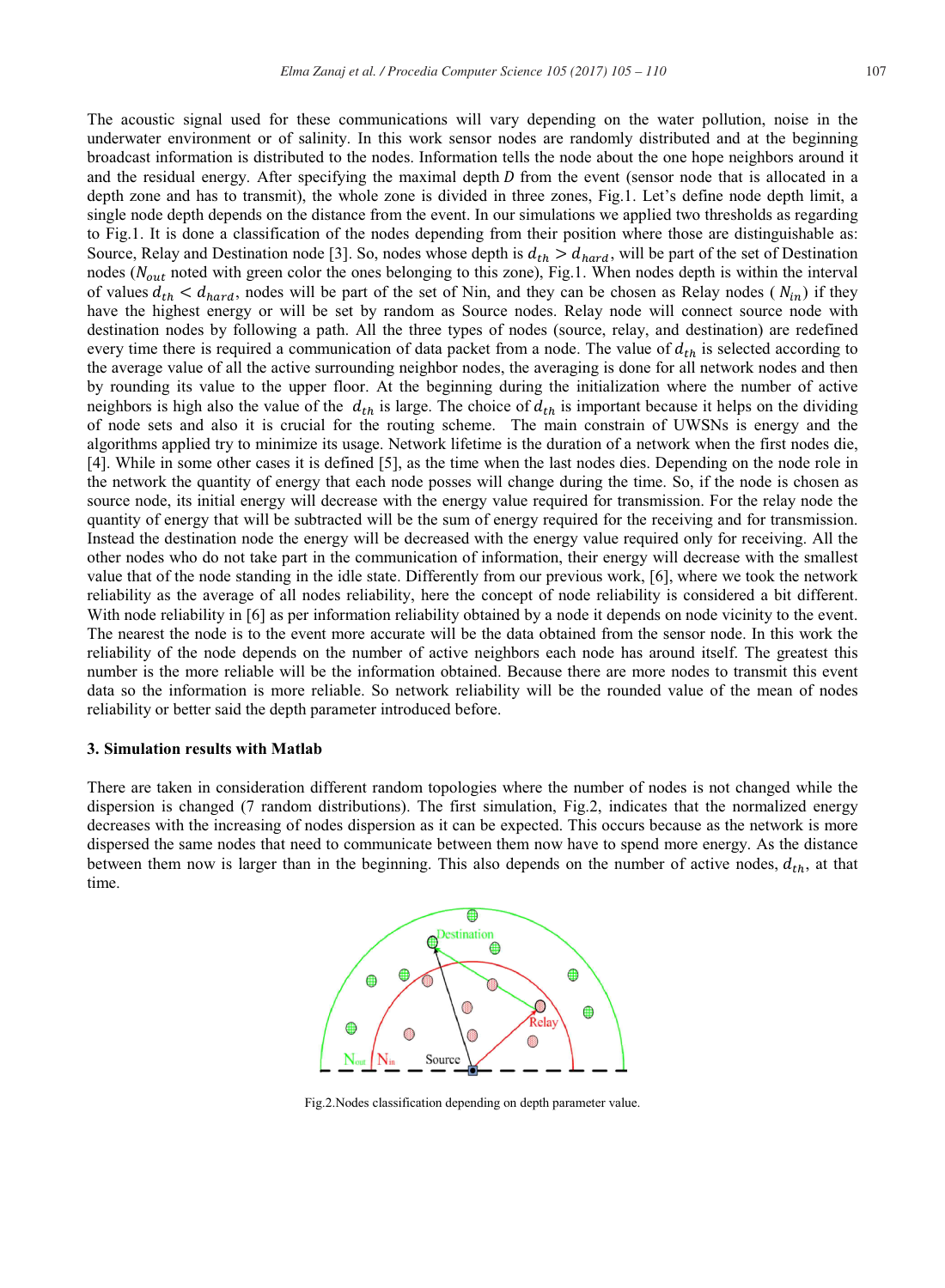The acoustic signal used for these communications will vary depending on the water pollution, noise in the underwater environment or of salinity. In this work sensor nodes are randomly distributed and at the beginning broadcast information is distributed to the nodes. Information tells the node about the one hope neighbors around it and the residual energy. After specifying the maximal depth $D$ from the event (sensor node that is allocated in a depth zone and has to transmit), the whole zone is divided in three zones, Fig.1. Let's define node depth limit, a single node depth depends on the distance from the event. In our simulations we applied two thresholds as regarding to Fig.1. It is done a classification of the nodes depending from their position where those are distinguishable as: Source, Relay and Destination node [3]. So, nodes whose depth is $d_{th} > d_{hard}$, will be part of the set of Destination nodes ($N_{out}$ noted with green color the ones belonging to this zone), Fig.1. When nodes depth is within the interval of values $d_{th} < d_{hard}$, nodes will be part of the set of Nin, and they can be chosen as Relay nodes ( $N_{in}$) if they have the highest energy or will be set by random as Source nodes. Relay node will connect source node with destination nodes by following a path. All the three types of nodes (source, relay, and destination) are redefined every time there is required a communication of data packet from a node. The value of $d_{th}$ is selected according to the average value of all the active surrounding neighbor nodes, the averaging is done for all network nodes and then by rounding its value to the upper floor. At the beginning during the initialization where the number of active neighbors is high also the value of the $d_{th}$ is large. The choice of $d_{th}$ is important because it helps on the dividing of node sets and also it is crucial for the routing scheme. The main constrain of UWSNs is energy and the algorithms applied try to minimize its usage. Network lifetime is the duration of a network when the first nodes die, [4]. While in some other cases it is defined [5], as the time when the last nodes dies. Depending on the node role in the network the quantity of energy that each node posses will change during the time. So, if the node is chosen as source node, its initial energy will decrease with the energy value required for transmission. For the relay node the quantity of energy that will be subtracted will be the sum of energy required for the receiving and for transmission. Instead the destination node the energy will be decreased with the energy value required only for receiving. All the other nodes who do not take part in the communication of information, their energy will decrease with the smallest value that of the node standing in the idle state. Differently from our previous work, [6], where we took the network reliability as the average of all nodes reliability, here the concept of node reliability is considered a bit different. With node reliability in [6] as per information reliability obtained by a node it depends on node vicinity to the event. The nearest the node is to the event more accurate will be the data obtained from the sensor node. In this work the reliability of the node depends on the number of active neighbors each node has around itself. The greatest this number is the more reliable will be the information obtained. Because there are more nodes to transmit this event data so the information is more reliable. So network reliability will be the rounded value of the mean of nodes reliability or better said the depth parameter introduced before.

### 3. Simulation results with Matlab

There are taken in consideration different random topologies where the number of nodes is not changed while the dispersion is changed (7 random distributions). The first simulation, Fig.2, indicates that the normalized energy decreases with the increasing of nodes dispersion as it can be expected. This occurs because as the network is more dispersed the same nodes that need to communicate between them now have to spend more energy. As the distance between them now is larger than in the beginning. This also depends on the number of active nodes, $d_{th}$, at that time.

Fig.2.Nodes classification depending on depth parameter value.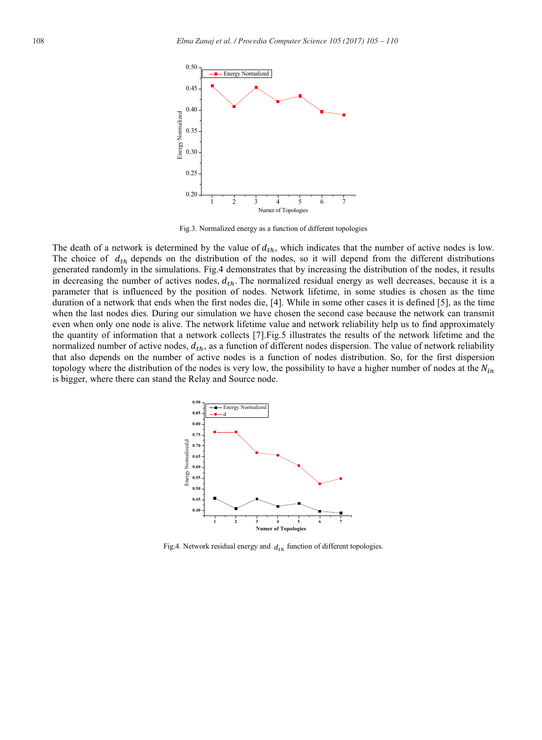Fig.3. Normalized energy as a function of different topologies

The death of a network is determined by the value of $d_{th}$, which indicates that the number of active nodes is low. The choice of $d_{th}$ depends on the distribution of the nodes, so it will depend from the different distributions generated randomly in the simulations. Fig.4 demonstrates that by increasing the distribution of the nodes, it results in decreasing the number of actives nodes, $d_{th}$. The normalized residual energy as well decreases, because it is a parameter that is influenced by the position of nodes. Network lifetime, in some studies is chosen as the time duration of a network that ends when the first nodes die, [4]. While in some other cases it is defined [5], as the time when the last nodes dies. During our simulation we have chosen the second case because the network can transmit even when only one node is alive. The network lifetime value and network reliability help us to find approximately the quantity of information that a network collects [7].Fig.5 illustrates the results of the network lifetime and the normalized number of active nodes, $d_{th}$, as a function of different nodes dispersion. The value of network reliability that also depends on the number of active nodes is a function of nodes distribution. So, for the first dispersion topology where the distribution of the nodes is very low, the possibility to have a higher number of nodes at the $N_{in}$ is bigger, where there can stand the Relay and Source node.

Fig.4. Network residual energy and $d_{th}$ function of different topologies.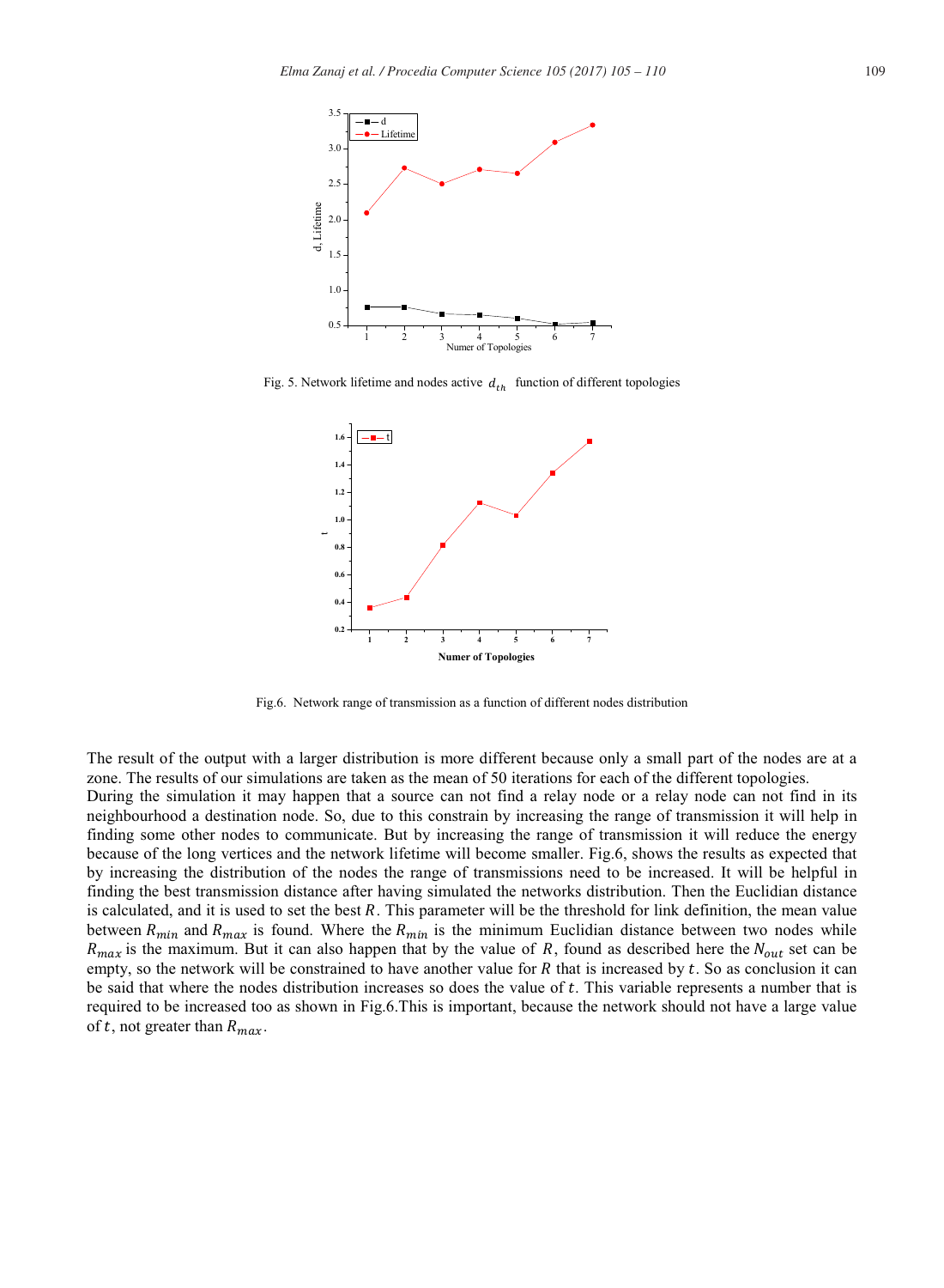Fig. 5. Network lifetime and nodes active $d_{th}$ function of different topologies

Fig.6. Network range of transmission as a function of different nodes distribution

The result of the output with a larger distribution is more different because only a small part of the nodes are at a zone. The results of our simulations are taken as the mean of 50 iterations for each of the different topologies.

During the simulation it may happen that a source can not find a relay node or a relay node can not find in its neighbourhood a destination node. So, due to this constrain by increasing the range of transmission it will help in finding some other nodes to communicate. But by increasing the range of transmission it will reduce the energy because of the long vertices and the network lifetime will become smaller. Fig.6, shows the results as expected that by increasing the distribution of the nodes the range of transmissions need to be increased. It will be helpful in finding the best transmission distance after having simulated the networks distribution. Then the Euclidian distance is calculated, and it is used to set the best $R$. This parameter will be the threshold for link definition, the mean value between $R_{min}$ and $R_{max}$ is found. Where the $R_{min}$ is the minimum Euclidian distance between two nodes while $R_{max}$ is the maximum. But it can also happen that by the value of $R$, found as described here the $N_{out}$ set can be empty, so the network will be constrained to have another value for $R$ that is increased by $t$. So as conclusion it can be said that where the nodes distribution increases so does the value of $t$. This variable represents a number that is required to be increased too as shown in Fig.6.This is important, because the network should not have a large value of $t$, not greater than $R_{max}$.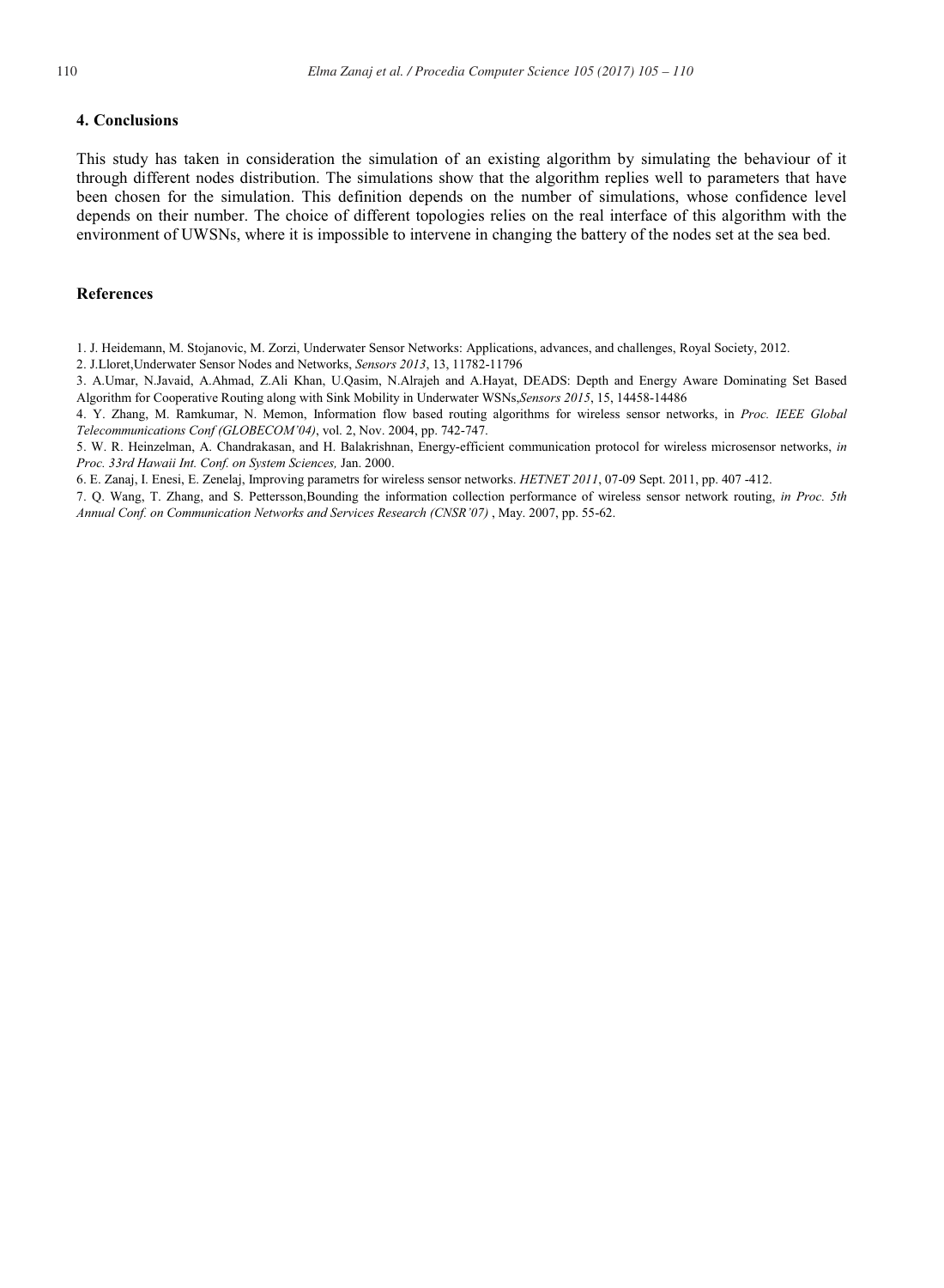## 4. Conclusions

This study has taken in consideration the simulation of an existing algorithm by simulating the behaviour of it through different nodes distribution. The simulations show that the algorithm replies well to parameters that have been chosen for the simulation. This definition depends on the number of simulations, whose confidence level depends on their number. The choice of different topologies relies on the real interface of this algorithm with the environment of UWSNs, where it is impossible to intervene in changing the battery of the nodes set at the sea bed.

## References

1. J. Heidemann, M. Stojanovic, M. Zorzi, Underwater Sensor Networks: Applications, advances, and challenges, Royal Society, 2012.
2. J.Lloret,Underwater Sensor Nodes and Networks, *Sensors 2013*, 13, 11782-11796
3. A.Umar, N.Javaid, A.Ahmad, Z.Ali Khan, U.Qasim, N.Alrajeh and A.Hayat, DEADS: Depth and Energy Aware Dominating Set Based Algorithm for Cooperative Routing along with Sink Mobility in Underwater WSNs,*Sensors 2015*, 15, 14458-14486
4. Y. Zhang, M. Ramkumar, N. Memon, Information flow based routing algorithms for wireless sensor networks, in *Proc. IEEE Global Telecommunications Conf (GLOBECOM'04)*, vol. 2, Nov. 2004, pp. 742-747.
5. W. R. Heinzelman, A. Chandrakasan, and H. Balakrishnan, Energy-efficient communication protocol for wireless microsensor networks, *in Proc. 33rd Hawaii Int. Conf. on System Sciences,* Jan. 2000.
6. E. Zanaj, I. Enesi, E. Zenelaj, Improving parametrs for wireless sensor networks. *HETNET 2011*, 07-09 Sept. 2011, pp. 407 -412.
7. Q. Wang, T. Zhang, and S. Pettersson,Bounding the information collection performance of wireless sensor network routing, *in Proc. 5th Annual Conf. on Communication Networks and Services Research (CNSR'07)* , May. 2007, pp. 55-62.